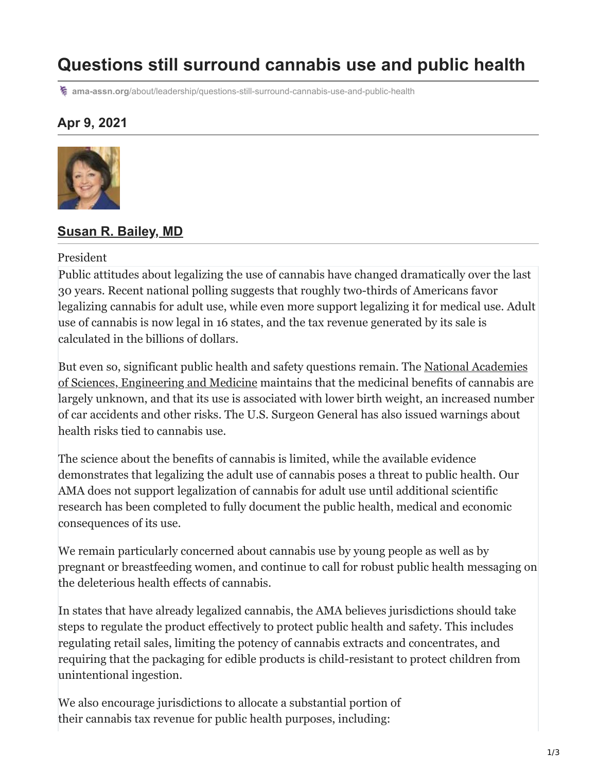# Questions still surround cannabis use and public health

ama-assn.org/about/leadership/questions-still-surround-cannabis-use-and-public-health

## Apr 9, 2021

**Susan R. Bailey, MD**

President

Public attitudes about legalizing the use of cannabis have changed dramatically over the last 30 years. Recent national polling suggests that roughly two-thirds of Americans favor legalizing cannabis for adult use, while even more support legalizing it for medical use. Adult use of cannabis is now legal in 16 states, and the tax revenue generated by its sale is calculated in the billions of dollars.

But even so, significant public health and safety questions remain. The National Academies of Sciences, Engineering and Medicine maintains that the medicinal benefits of cannabis are largely unknown, and that its use is associated with lower birth weight, an increased number of car accidents and other risks. The U.S. Surgeon General has also issued warnings about health risks tied to cannabis use.

The science about the benefits of cannabis is limited, while the available evidence demonstrates that legalizing the adult use of cannabis poses a threat to public health. Our AMA does not support legalization of cannabis for adult use until additional scientific research has been completed to fully document the public health, medical and economic consequences of its use.

We remain particularly concerned about cannabis use by young people as well as by pregnant or breastfeeding women, and continue to call for robust public health messaging on the deleterious health effects of cannabis.

In states that have already legalized cannabis, the AMA believes jurisdictions should take steps to regulate the product effectively to protect public health and safety. This includes regulating retail sales, limiting the potency of cannabis extracts and concentrates, and requiring that the packaging for edible products is child-resistant to protect children from unintentional ingestion.

We also encourage jurisdictions to allocate a substantial portion of their cannabis tax revenue for public health purposes, including: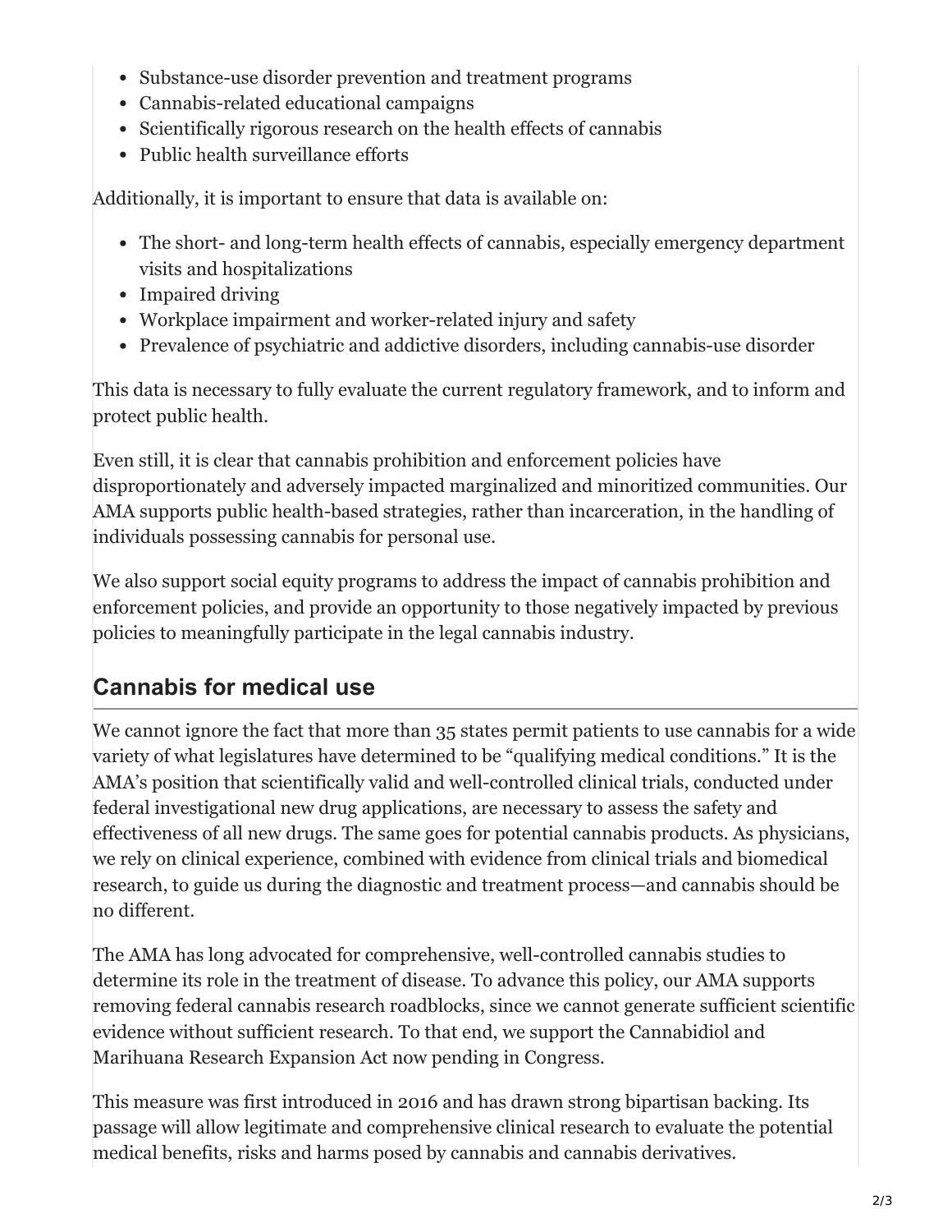- Substance-use disorder prevention and treatment programs
- Cannabis-related educational campaigns
- Scientifically rigorous research on the health effects of cannabis
- Public health surveillance efforts

Additionally, it is important to ensure that data is available on:

- The short- and long-term health effects of cannabis, especially emergency department visits and hospitalizations
- Impaired driving
- Workplace impairment and worker-related injury and safety
- Prevalence of psychiatric and addictive disorders, including cannabis-use disorder

This data is necessary to fully evaluate the current regulatory framework, and to inform and protect public health.

Even still, it is clear that cannabis prohibition and enforcement policies have disproportionately and adversely impacted marginalized and minoritized communities. Our AMA supports public health-based strategies, rather than incarceration, in the handling of individuals possessing cannabis for personal use.

We also support social equity programs to address the impact of cannabis prohibition and enforcement policies, and provide an opportunity to those negatively impacted by previous policies to meaningfully participate in the legal cannabis industry.

## Cannabis for medical use

We cannot ignore the fact that more than 35 states permit patients to use cannabis for a wide variety of what legislatures have determined to be "qualifying medical conditions." It is the AMA's position that scientifically valid and well-controlled clinical trials, conducted under federal investigational new drug applications, are necessary to assess the safety and effectiveness of all new drugs. The same goes for potential cannabis products. As physicians, we rely on clinical experience, combined with evidence from clinical trials and biomedical research, to guide us during the diagnostic and treatment process—and cannabis should be no different.

The AMA has long advocated for comprehensive, well-controlled cannabis studies to determine its role in the treatment of disease. To advance this policy, our AMA supports removing federal cannabis research roadblocks, since we cannot generate sufficient scientific evidence without sufficient research. To that end, we support the Cannabidiol and Marihuana Research Expansion Act now pending in Congress.

This measure was first introduced in 2016 and has drawn strong bipartisan backing. Its passage will allow legitimate and comprehensive clinical research to evaluate the potential medical benefits, risks and harms posed by cannabis and cannabis derivatives.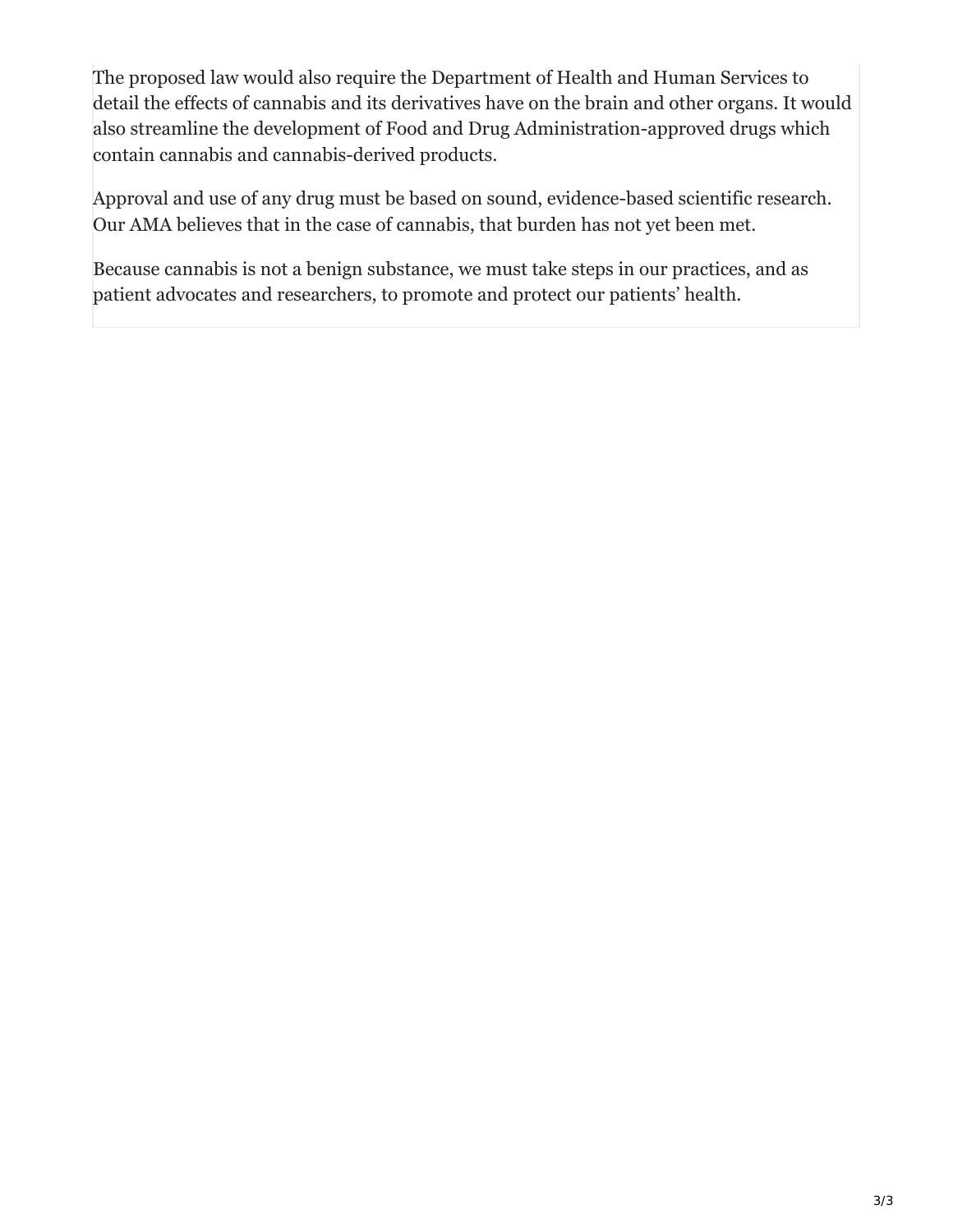The proposed law would also require the Department of Health and Human Services to detail the effects of cannabis and its derivatives have on the brain and other organs. It would also streamline the development of Food and Drug Administration-approved drugs which contain cannabis and cannabis-derived products.

Approval and use of any drug must be based on sound, evidence-based scientific research. Our AMA believes that in the case of cannabis, that burden has not yet been met.

Because cannabis is not a benign substance, we must take steps in our practices, and as patient advocates and researchers, to promote and protect our patients' health.